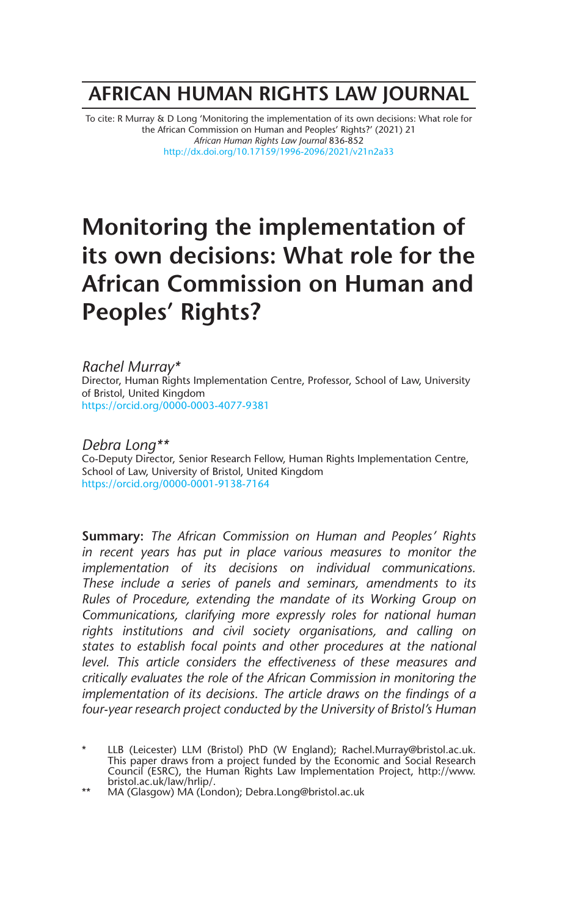# AFRICAN HUMAN RIGHTS LAW JOURNAL

To cite: R Murray & D Long 'Monitoring the implementation of its own decisions: What role for the African Commission on Human and Peoples' Rights?' (2021) 21 *African Human Rights Law Journal* 836-852
http://dx.doi.org/10.17159/1996-2096/2021/v21n2a33

# Monitoring the implementation of its own decisions: What role for the African Commission on Human and Peoples' Rights?

*Rachel Murray\**
Director, Human Rights Implementation Centre, Professor, School of Law, University of Bristol, United Kingdom
https://orcid.org/0000-0003-4077-9381

*Debra Long\*\**
Co-Deputy Director, Senior Research Fellow, Human Rights Implementation Centre, School of Law, University of Bristol, United Kingdom
https://orcid.org/0000-0001-9138-7164

**Summary:** *The African Commission on Human and Peoples' Rights in recent years has put in place various measures to monitor the implementation of its decisions on individual communications. These include a series of panels and seminars, amendments to its Rules of Procedure, extending the mandate of its Working Group on Communications, clarifying more expressly roles for national human rights institutions and civil society organisations, and calling on states to establish focal points and other procedures at the national level. This article considers the effectiveness of these measures and critically evaluates the role of the African Commission in monitoring the implementation of its decisions. The article draws on the findings of a four-year research project conducted by the University of Bristol's Human*

\* LLB (Leicester) LLM (Bristol) PhD (W England); Rachel.Murray@bristol.ac.uk. This paper draws from a project funded by the Economic and Social Research Council (ESRC), the Human Rights Law Implementation Project, http://www.bristol.ac.uk/law/hrlip/.

\*\* MA (Glasgow) MA (London); Debra.Long@bristol.ac.uk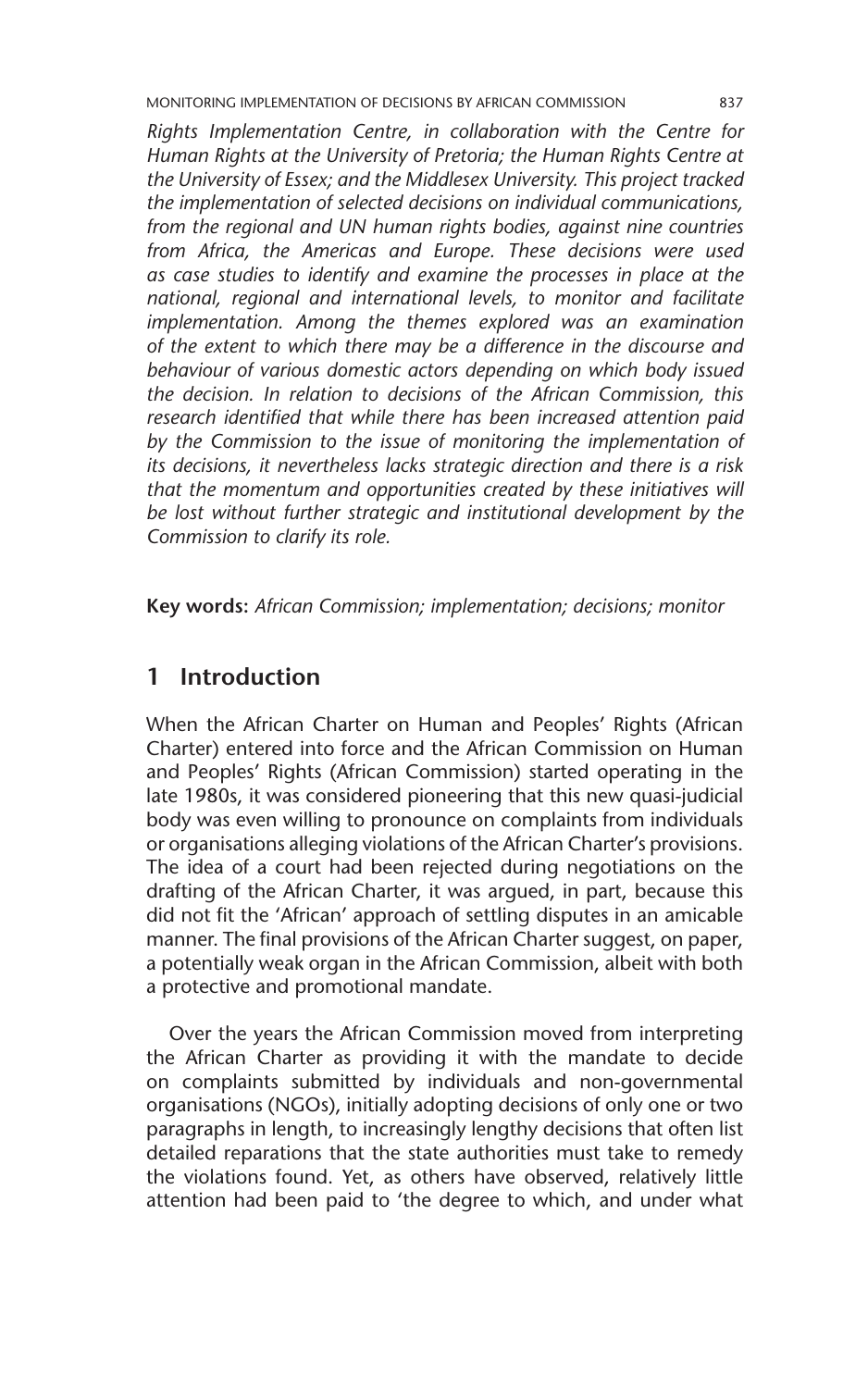*Rights Implementation Centre, in collaboration with the Centre for Human Rights at the University of Pretoria; the Human Rights Centre at the University of Essex; and the Middlesex University. This project tracked the implementation of selected decisions on individual communications, from the regional and UN human rights bodies, against nine countries from Africa, the Americas and Europe. These decisions were used as case studies to identify and examine the processes in place at the national, regional and international levels, to monitor and facilitate implementation. Among the themes explored was an examination of the extent to which there may be a difference in the discourse and behaviour of various domestic actors depending on which body issued the decision. In relation to decisions of the African Commission, this research identified that while there has been increased attention paid by the Commission to the issue of monitoring the implementation of its decisions, it nevertheless lacks strategic direction and there is a risk that the momentum and opportunities created by these initiatives will be lost without further strategic and institutional development by the Commission to clarify its role.*

**Key words:** *African Commission; implementation; decisions; monitor*

## 1 Introduction

When the African Charter on Human and Peoples' Rights (African Charter) entered into force and the African Commission on Human and Peoples' Rights (African Commission) started operating in the late 1980s, it was considered pioneering that this new quasi-judicial body was even willing to pronounce on complaints from individuals or organisations alleging violations of the African Charter's provisions. The idea of a court had been rejected during negotiations on the drafting of the African Charter, it was argued, in part, because this did not fit the 'African' approach of settling disputes in an amicable manner. The final provisions of the African Charter suggest, on paper, a potentially weak organ in the African Commission, albeit with both a protective and promotional mandate.

Over the years the African Commission moved from interpreting the African Charter as providing it with the mandate to decide on complaints submitted by individuals and non-governmental organisations (NGOs), initially adopting decisions of only one or two paragraphs in length, to increasingly lengthy decisions that often list detailed reparations that the state authorities must take to remedy the violations found. Yet, as others have observed, relatively little attention had been paid to 'the degree to which, and under what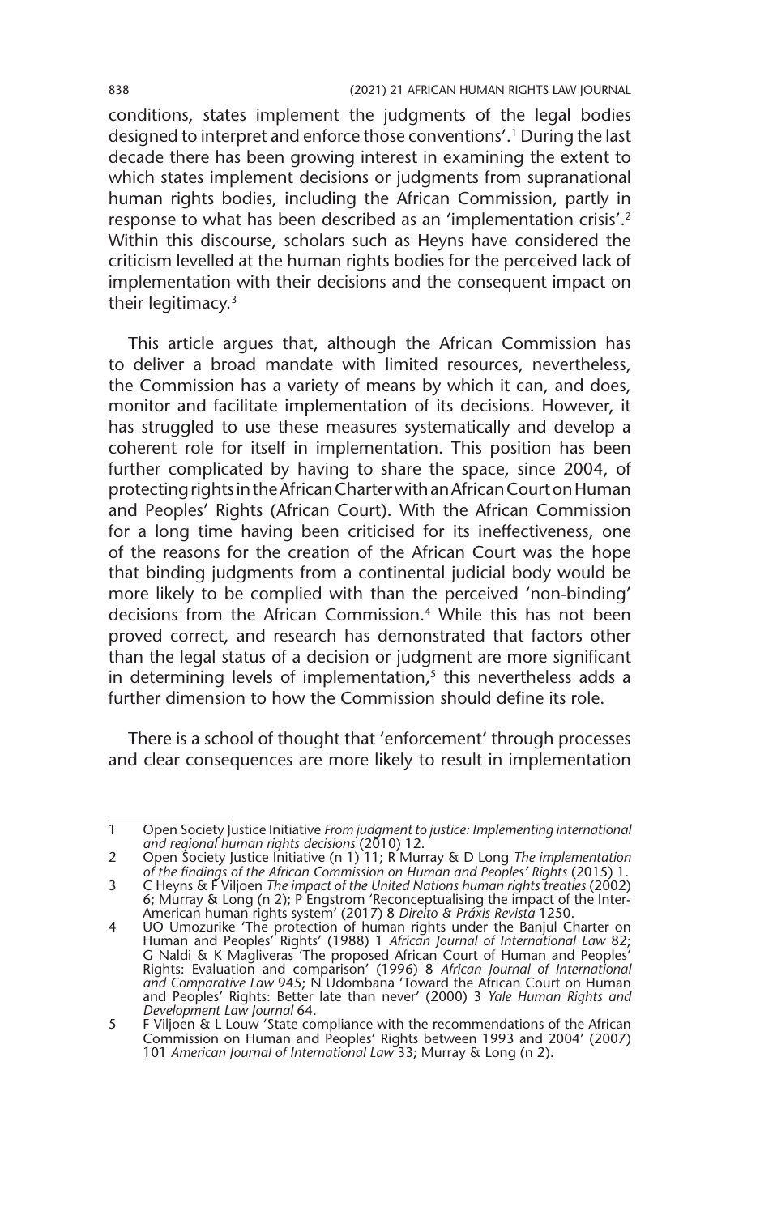conditions, states implement the judgments of the legal bodies designed to interpret and enforce those conventions'.[1] During the last decade there has been growing interest in examining the extent to which states implement decisions or judgments from supranational human rights bodies, including the African Commission, partly in response to what has been described as an 'implementation crisis'.[2] Within this discourse, scholars such as Heyns have considered the criticism levelled at the human rights bodies for the perceived lack of implementation with their decisions and the consequent impact on their legitimacy.[3]

This article argues that, although the African Commission has to deliver a broad mandate with limited resources, nevertheless, the Commission has a variety of means by which it can, and does, monitor and facilitate implementation of its decisions. However, it has struggled to use these measures systematically and develop a coherent role for itself in implementation. This position has been further complicated by having to share the space, since 2004, of protecting rights in the African Charter with an African Court on Human and Peoples' Rights (African Court). With the African Commission for a long time having been criticised for its ineffectiveness, one of the reasons for the creation of the African Court was the hope that binding judgments from a continental judicial body would be more likely to be complied with than the perceived 'non-binding' decisions from the African Commission.[4] While this has not been proved correct, and research has demonstrated that factors other than the legal status of a decision or judgment are more significant in determining levels of implementation,[5] this nevertheless adds a further dimension to how the Commission should define its role.

There is a school of thought that 'enforcement' through processes and clear consequences are more likely to result in implementation

---

1 Open Society Justice Initiative *From judgment to justice: Implementing international and regional human rights decisions* (2010) 12.

2 Open Society Justice Initiative (n 1) 11; R Murray & D Long *The implementation of the findings of the African Commission on Human and Peoples' Rights* (2015) 1.

3 C Heyns & F Viljoen *The impact of the United Nations human rights treaties* (2002) 6; Murray & Long (n 2); P Engstrom 'Reconceptualising the impact of the Inter-American human rights system' (2017) 8 *Direito & Práxis Revista* 1250.

4 UO Umozurike 'The protection of human rights under the Banjul Charter on Human and Peoples' Rights' (1988) 1 *African Journal of International Law* 82; G Naldi & K Magliveras 'The proposed African Court of Human and Peoples' Rights: Evaluation and comparison' (1996) 8 *African Journal of International and Comparative Law* 945; N Udombana 'Toward the African Court on Human and Peoples' Rights: Better late than never' (2000) 3 *Yale Human Rights and Development Law Journal* 64.

5 F Viljoen & L Louw 'State compliance with the recommendations of the African Commission on Human and Peoples' Rights between 1993 and 2004' (2007) 101 *American Journal of International Law* 33; Murray & Long (n 2).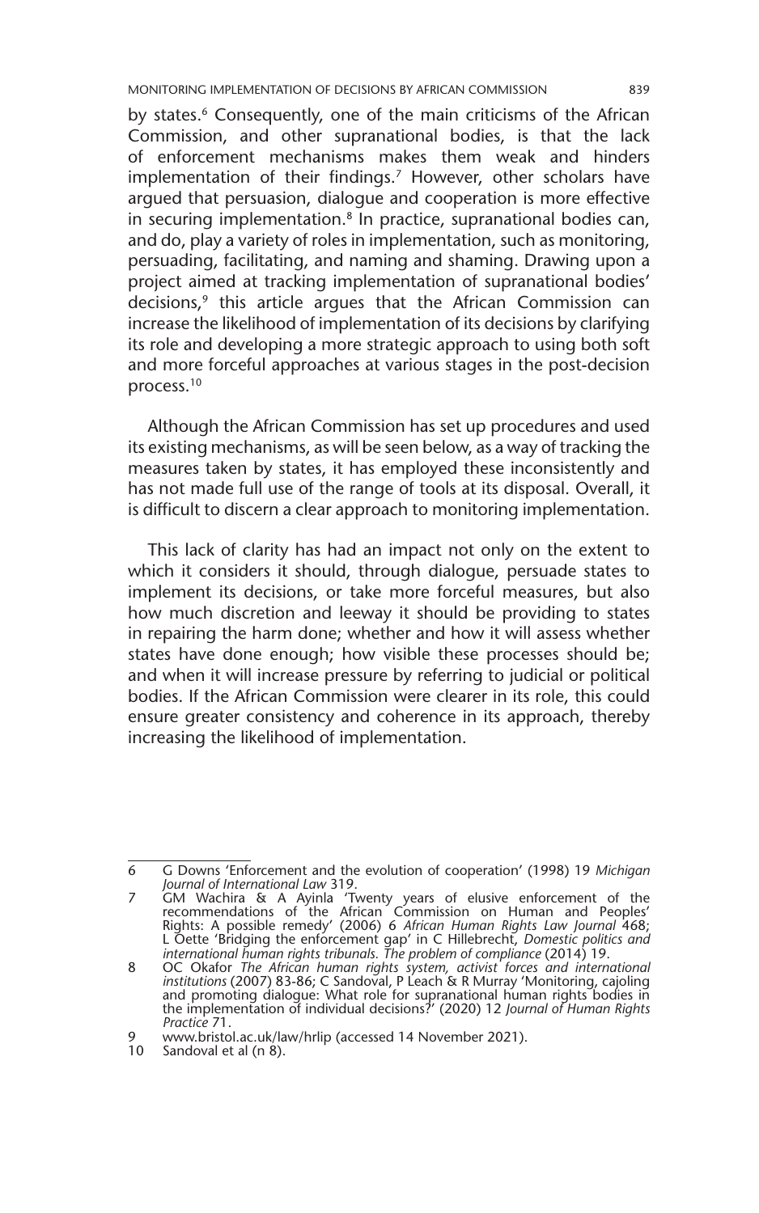by states.[6] Consequently, one of the main criticisms of the African Commission, and other supranational bodies, is that the lack of enforcement mechanisms makes them weak and hinders implementation of their findings.[7] However, other scholars have argued that persuasion, dialogue and cooperation is more effective in securing implementation.[8] In practice, supranational bodies can, and do, play a variety of roles in implementation, such as monitoring, persuading, facilitating, and naming and shaming. Drawing upon a project aimed at tracking implementation of supranational bodies' decisions,[9] this article argues that the African Commission can increase the likelihood of implementation of its decisions by clarifying its role and developing a more strategic approach to using both soft and more forceful approaches at various stages in the post-decision process.[10]

Although the African Commission has set up procedures and used its existing mechanisms, as will be seen below, as a way of tracking the measures taken by states, it has employed these inconsistently and has not made full use of the range of tools at its disposal. Overall, it is difficult to discern a clear approach to monitoring implementation.

This lack of clarity has had an impact not only on the extent to which it considers it should, through dialogue, persuade states to implement its decisions, or take more forceful measures, but also how much discretion and leeway it should be providing to states in repairing the harm done; whether and how it will assess whether states have done enough; how visible these processes should be; and when it will increase pressure by referring to judicial or political bodies. If the African Commission were clearer in its role, this could ensure greater consistency and coherence in its approach, thereby increasing the likelihood of implementation.

---

6 G Downs 'Enforcement and the evolution of cooperation' (1998) 19 *Michigan Journal of International Law* 319.

7 GM Wachira & A Ayinla 'Twenty years of elusive enforcement of the recommendations of the African Commission on Human and Peoples' Rights: A possible remedy' (2006) 6 *African Human Rights Law Journal* 468; L Oette 'Bridging the enforcement gap' in C Hillebrecht, *Domestic politics and international human rights tribunals. The problem of compliance* (2014) 19.

8 OC Okafor *The African human rights system, activist forces and international institutions* (2007) 83-86; C Sandoval, P Leach & R Murray 'Monitoring, cajoling and promoting dialogue: What role for supranational human rights bodies in the implementation of individual decisions?' (2020) 12 *Journal of Human Rights Practice* 71.

9 www.bristol.ac.uk/law/hrlip (accessed 14 November 2021).

10 Sandoval et al (n 8).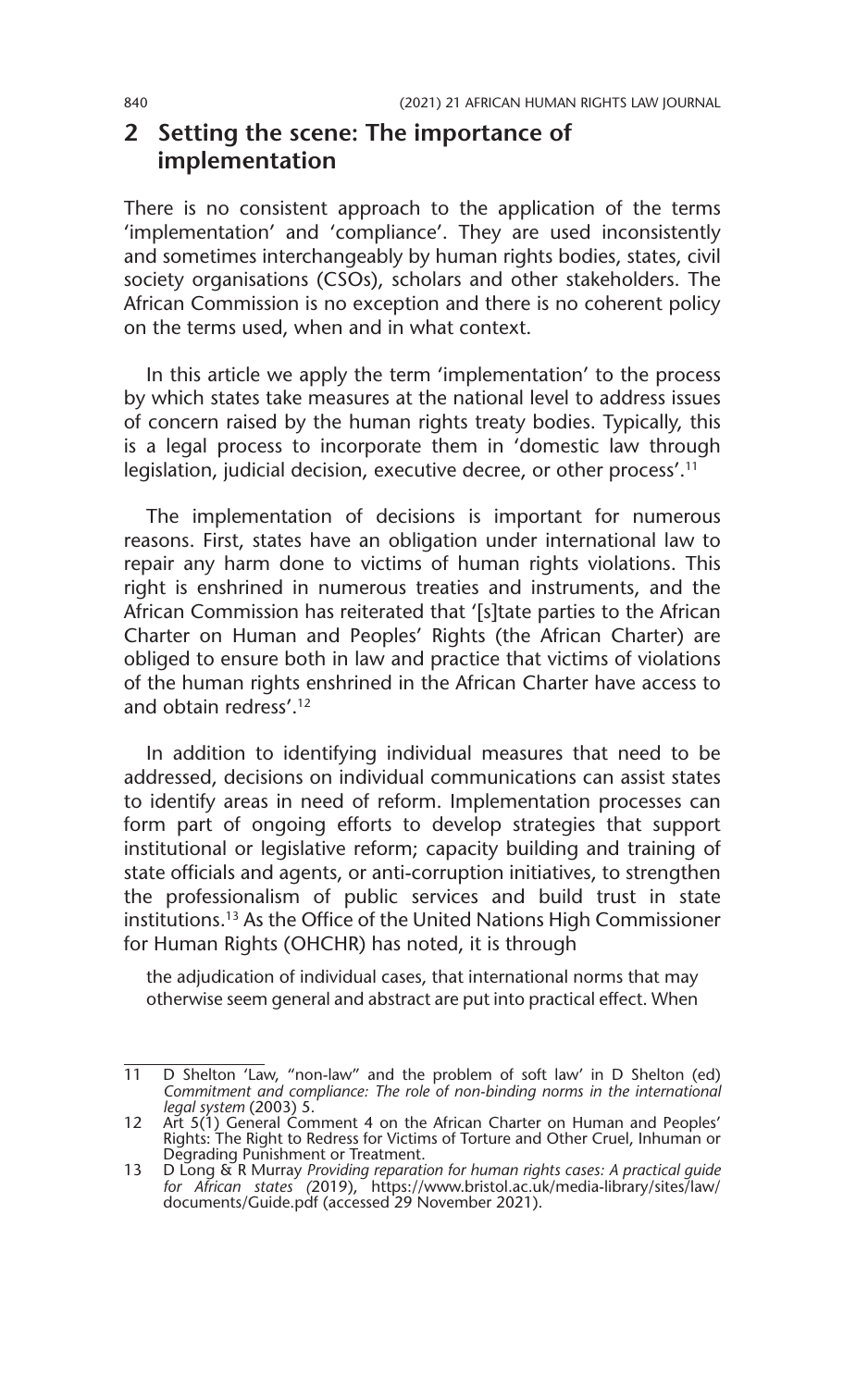## 2 Setting the scene: The importance of implementation

There is no consistent approach to the application of the terms 'implementation' and 'compliance'. They are used inconsistently and sometimes interchangeably by human rights bodies, states, civil society organisations (CSOs), scholars and other stakeholders. The African Commission is no exception and there is no coherent policy on the terms used, when and in what context.

In this article we apply the term 'implementation' to the process by which states take measures at the national level to address issues of concern raised by the human rights treaty bodies. Typically, this is a legal process to incorporate them in 'domestic law through legislation, judicial decision, executive decree, or other process'.[11]

The implementation of decisions is important for numerous reasons. First, states have an obligation under international law to repair any harm done to victims of human rights violations. This right is enshrined in numerous treaties and instruments, and the African Commission has reiterated that '[s]tate parties to the African Charter on Human and Peoples' Rights (the African Charter) are obliged to ensure both in law and practice that victims of violations of the human rights enshrined in the African Charter have access to and obtain redress'.[12]

In addition to identifying individual measures that need to be addressed, decisions on individual communications can assist states to identify areas in need of reform. Implementation processes can form part of ongoing efforts to develop strategies that support institutional or legislative reform; capacity building and training of state officials and agents, or anti-corruption initiatives, to strengthen the professionalism of public services and build trust in state institutions.[13] As the Office of the United Nations High Commissioner for Human Rights (OHCHR) has noted, it is through

> the adjudication of individual cases, that international norms that may otherwise seem general and abstract are put into practical effect. When

---

11 D Shelton 'Law, "non-law" and the problem of soft law' in D Shelton (ed) *Commitment and compliance: The role of non-binding norms in the international legal system* (2003) 5.

12 Art 5(1) General Comment 4 on the African Charter on Human and Peoples' Rights: The Right to Redress for Victims of Torture and Other Cruel, Inhuman or Degrading Punishment or Treatment.

13 D Long & R Murray *Providing reparation for human rights cases: A practical guide for African states* (2019), https://www.bristol.ac.uk/media-library/sites/law/documents/Guide.pdf (accessed 29 November 2021).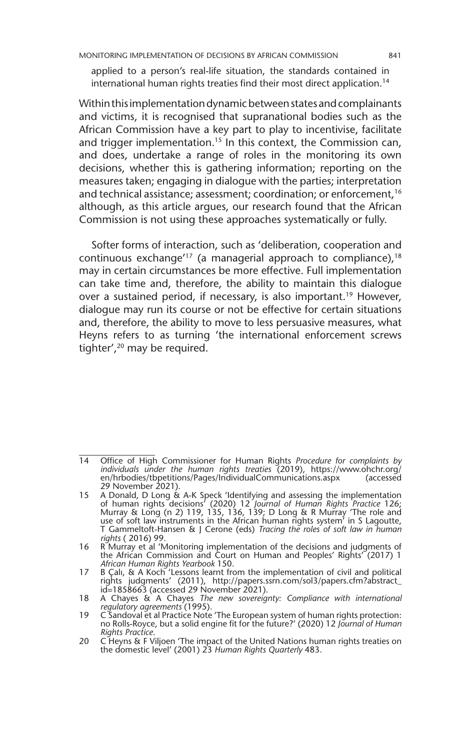applied to a person's real-life situation, the standards contained in international human rights treaties find their most direct application.[14]

Within this implementation dynamic between states and complainants and victims, it is recognised that supranational bodies such as the African Commission have a key part to play to incentivise, facilitate and trigger implementation.[15] In this context, the Commission can, and does, undertake a range of roles in the monitoring its own decisions, whether this is gathering information; reporting on the measures taken; engaging in dialogue with the parties; interpretation and technical assistance; assessment; coordination; or enforcement,[16] although, as this article argues, our research found that the African Commission is not using these approaches systematically or fully.

Softer forms of interaction, such as 'deliberation, cooperation and continuous exchange'[17] (a managerial approach to compliance),[18] may in certain circumstances be more effective. Full implementation can take time and, therefore, the ability to maintain this dialogue over a sustained period, if necessary, is also important.[19] However, dialogue may run its course or not be effective for certain situations and, therefore, the ability to move to less persuasive measures, what Heyns refers to as turning 'the international enforcement screws tighter',[20] may be required.

---

14 Office of High Commissioner for Human Rights *Procedure for complaints by individuals under the human rights treaties* (2019), https://www.ohchr.org/en/hrbodies/tbpetitions/Pages/IndividualCommunications.aspx (accessed 29 November 2021).

15 A Donald, D Long & A-K Speck 'Identifying and assessing the implementation of human rights decisions' (2020) 12 *Journal of Human Rights Practice* 126; Murray & Long (n 2) 119, 135, 136, 139; D Long & R Murray 'The role and use of soft law instruments in the African human rights system' in S Lagoutte, T Gammeltoft-Hansen & J Cerone (eds) *Tracing the roles of soft law in human rights* ( 2016) 99.

16 R Murray et al 'Monitoring implementation of the decisions and judgments of the African Commission and Court on Human and Peoples' Rights' (2017) 1 *African Human Rights Yearbook* 150.

17 B Çalı, & A Koch 'Lessons learnt from the implementation of civil and political rights judgments' (2011), http://papers.ssrn.com/sol3/papers.cfm?abstract_id=1858663 (accessed 29 November 2021).

18 A Chayes & A Chayes *The new sovereignty: Compliance with international regulatory agreements* (1995).

19 C Sandoval et al Practice Note 'The European system of human rights protection: no Rolls-Royce, but a solid engine fit for the future?' (2020) 12 *Journal of Human Rights Practice*.

20 C Heyns & F Viljoen 'The impact of the United Nations human rights treaties on the domestic level' (2001) 23 *Human Rights Quarterly* 483.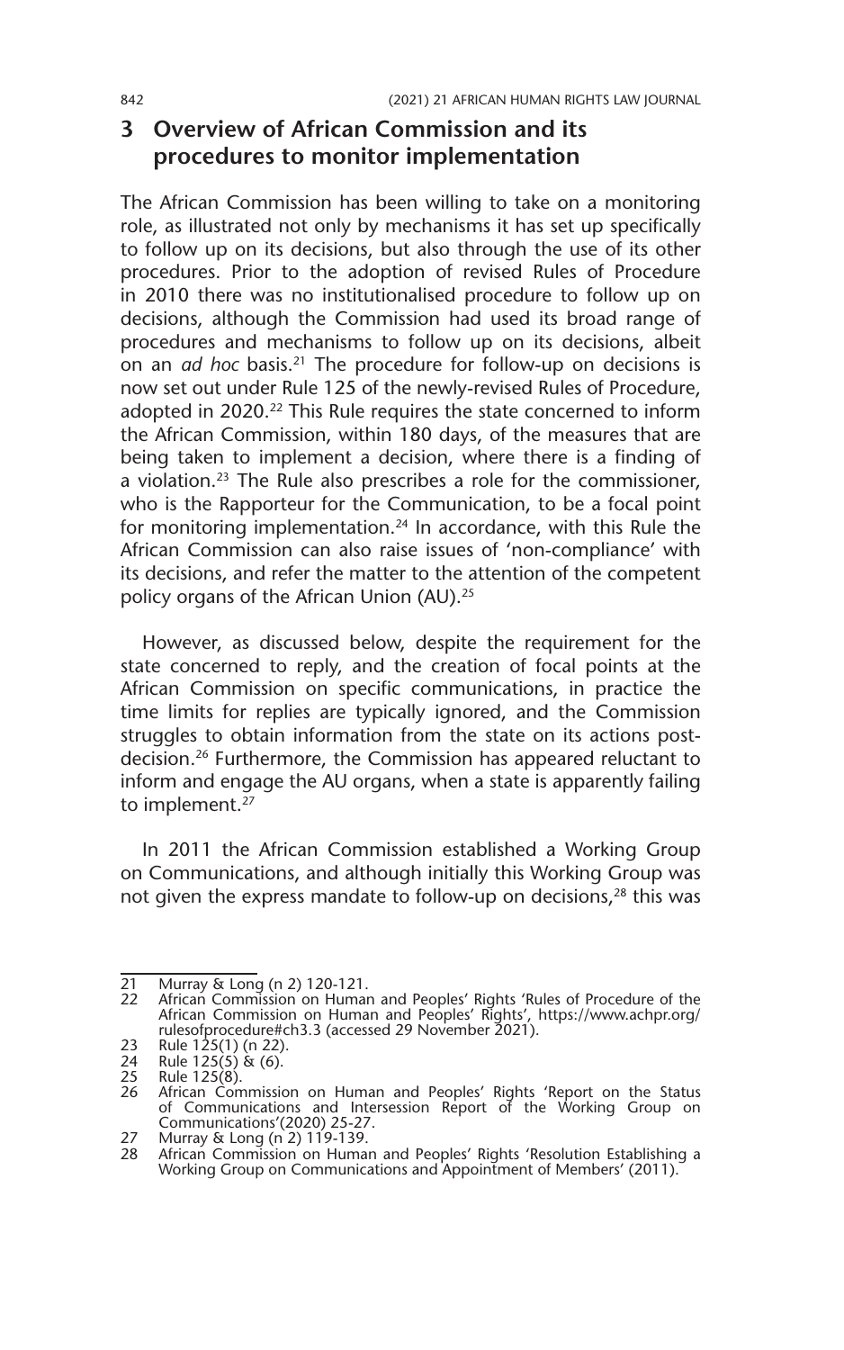## 3 Overview of African Commission and its procedures to monitor implementation

The African Commission has been willing to take on a monitoring role, as illustrated not only by mechanisms it has set up specifically to follow up on its decisions, but also through the use of its other procedures. Prior to the adoption of revised Rules of Procedure in 2010 there was no institutionalised procedure to follow up on decisions, although the Commission had used its broad range of procedures and mechanisms to follow up on its decisions, albeit on an *ad hoc* basis.[21] The procedure for follow-up on decisions is now set out under Rule 125 of the newly-revised Rules of Procedure, adopted in 2020.[22] This Rule requires the state concerned to inform the African Commission, within 180 days, of the measures that are being taken to implement a decision, where there is a finding of a violation.[23] The Rule also prescribes a role for the commissioner, who is the Rapporteur for the Communication, to be a focal point for monitoring implementation.[24] In accordance, with this Rule the African Commission can also raise issues of 'non-compliance' with its decisions, and refer the matter to the attention of the competent policy organs of the African Union (AU).[25]

However, as discussed below, despite the requirement for the state concerned to reply, and the creation of focal points at the African Commission on specific communications, in practice the time limits for replies are typically ignored, and the Commission struggles to obtain information from the state on its actions post-decision.[26] Furthermore, the Commission has appeared reluctant to inform and engage the AU organs, when a state is apparently failing to implement.[27]

In 2011 the African Commission established a Working Group on Communications, and although initially this Working Group was not given the express mandate to follow-up on decisions,[28] this was

---

21 Murray & Long (n 2) 120-121.

22 African Commission on Human and Peoples' Rights 'Rules of Procedure of the African Commission on Human and Peoples' Rights', https://www.achpr.org/rulesofprocedure#ch3.3 (accessed 29 November 2021).

23 Rule 125(1) (n 22).

24 Rule 125(5) & (6).

25 Rule 125(8).

26 African Commission on Human and Peoples' Rights 'Report on the Status of Communications and Intersession Report of the Working Group on Communications'(2020) 25-27.

27 Murray & Long (n 2) 119-139.

28 African Commission on Human and Peoples' Rights 'Resolution Establishing a Working Group on Communications and Appointment of Members' (2011).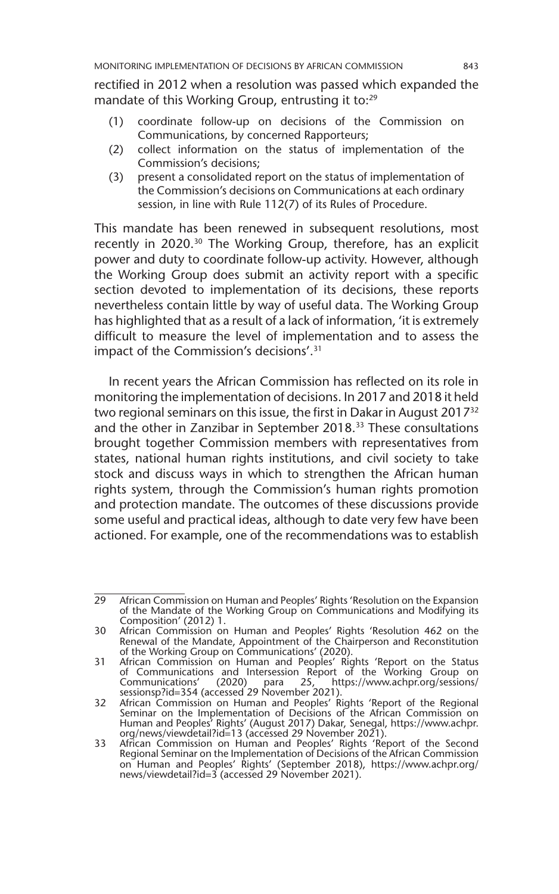rectified in 2012 when a resolution was passed which expanded the mandate of this Working Group, entrusting it to:[29]

(1) coordinate follow-up on decisions of the Commission on Communications, by concerned Rapporteurs;
(2) collect information on the status of implementation of the Commission's decisions;
(3) present a consolidated report on the status of implementation of the Commission's decisions on Communications at each ordinary session, in line with Rule 112(7) of its Rules of Procedure.

This mandate has been renewed in subsequent resolutions, most recently in 2020.[30] The Working Group, therefore, has an explicit power and duty to coordinate follow-up activity. However, although the Working Group does submit an activity report with a specific section devoted to implementation of its decisions, these reports nevertheless contain little by way of useful data. The Working Group has highlighted that as a result of a lack of information, 'it is extremely difficult to measure the level of implementation and to assess the impact of the Commission's decisions'.[31]

In recent years the African Commission has reflected on its role in monitoring the implementation of decisions. In 2017 and 2018 it held two regional seminars on this issue, the first in Dakar in August 2017[32] and the other in Zanzibar in September 2018.[33] These consultations brought together Commission members with representatives from states, national human rights institutions, and civil society to take stock and discuss ways in which to strengthen the African human rights system, through the Commission's human rights promotion and protection mandate. The outcomes of these discussions provide some useful and practical ideas, although to date very few have been actioned. For example, one of the recommendations was to establish

---

29 African Commission on Human and Peoples' Rights 'Resolution on the Expansion of the Mandate of the Working Group on Communications and Modifying its Composition' (2012) 1.

30 African Commission on Human and Peoples' Rights 'Resolution 462 on the Renewal of the Mandate, Appointment of the Chairperson and Reconstitution of the Working Group on Communications' (2020).

31 African Commission on Human and Peoples' Rights 'Report on the Status of Communications and Intersession Report of the Working Group on Communications' (2020) para 25, https://www.achpr.org/sessions/sessionsp?id=354 (accessed 29 November 2021).

32 African Commission on Human and Peoples' Rights 'Report of the Regional Seminar on the Implementation of Decisions of the African Commission on Human and Peoples' Rights' (August 2017) Dakar, Senegal, https://www.achpr.org/news/viewdetail?id=13 (accessed 29 November 2021).

33 African Commission on Human and Peoples' Rights 'Report of the Second Regional Seminar on the Implementation of Decisions of the African Commission on Human and Peoples' Rights' (September 2018), https://www.achpr.org/news/viewdetail?id=3 (accessed 29 November 2021).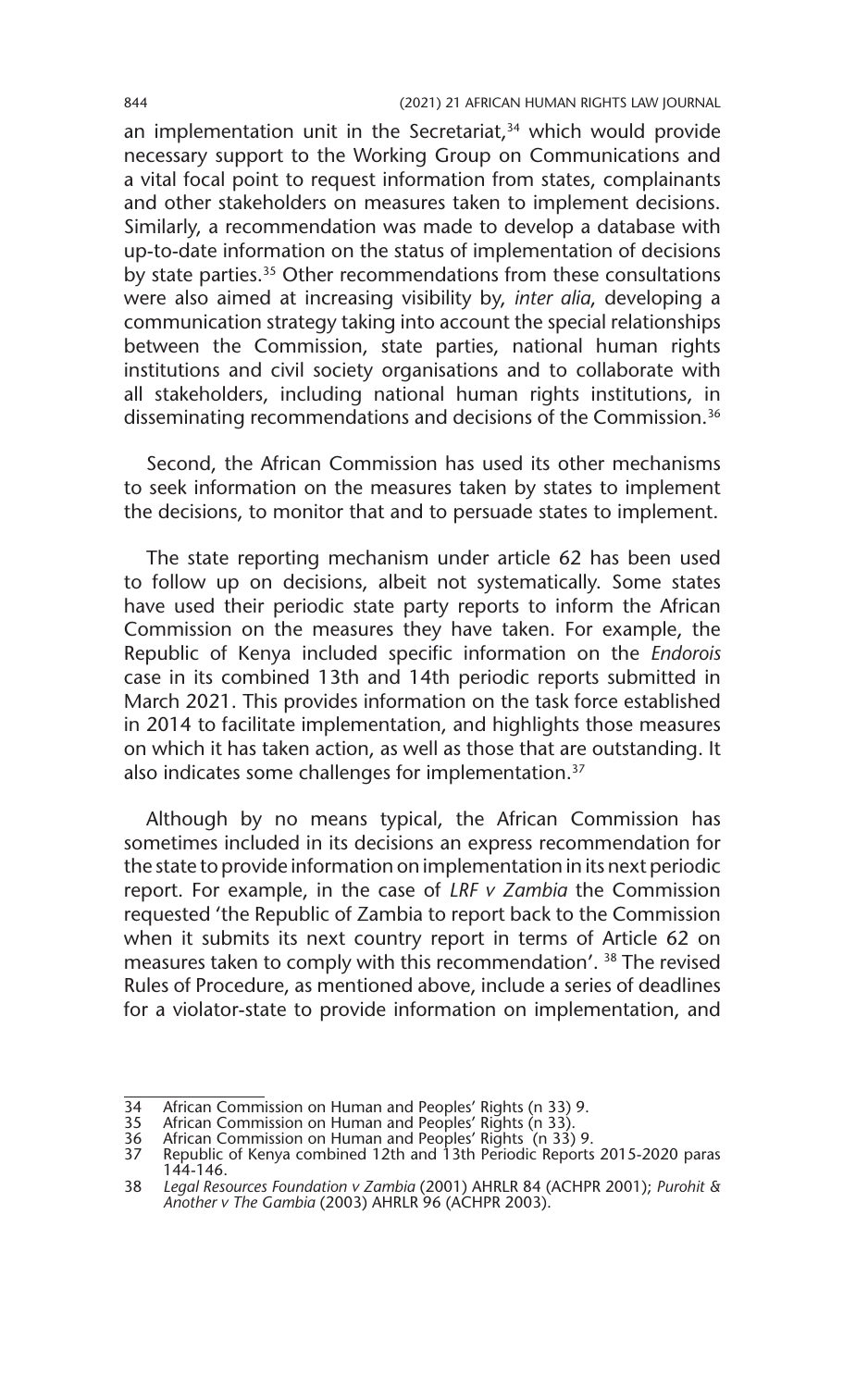an implementation unit in the Secretariat,[34] which would provide necessary support to the Working Group on Communications and a vital focal point to request information from states, complainants and other stakeholders on measures taken to implement decisions. Similarly, a recommendation was made to develop a database with up-to-date information on the status of implementation of decisions by state parties.[35] Other recommendations from these consultations were also aimed at increasing visibility by, *inter alia*, developing a communication strategy taking into account the special relationships between the Commission, state parties, national human rights institutions and civil society organisations and to collaborate with all stakeholders, including national human rights institutions, in disseminating recommendations and decisions of the Commission.[36]

Second, the African Commission has used its other mechanisms to seek information on the measures taken by states to implement the decisions, to monitor that and to persuade states to implement.

The state reporting mechanism under article 62 has been used to follow up on decisions, albeit not systematically. Some states have used their periodic state party reports to inform the African Commission on the measures they have taken. For example, the Republic of Kenya included specific information on the *Endorois* case in its combined 13th and 14th periodic reports submitted in March 2021. This provides information on the task force established in 2014 to facilitate implementation, and highlights those measures on which it has taken action, as well as those that are outstanding. It also indicates some challenges for implementation.[37]

Although by no means typical, the African Commission has sometimes included in its decisions an express recommendation for the state to provide information on implementation in its next periodic report. For example, in the case of *LRF v Zambia* the Commission requested 'the Republic of Zambia to report back to the Commission when it submits its next country report in terms of Article 62 on measures taken to comply with this recommendation'. [38] The revised Rules of Procedure, as mentioned above, include a series of deadlines for a violator-state to provide information on implementation, and

---

34 African Commission on Human and Peoples' Rights (n 33) 9.
35 African Commission on Human and Peoples' Rights (n 33).
36 African Commission on Human and Peoples' Rights (n 33) 9.
37 Republic of Kenya combined 12th and 13th Periodic Reports 2015-2020 paras 144-146.
38 *Legal Resources Foundation v Zambia* (2001) AHRLR 84 (ACHPR 2001); *Purohit & Another v The Gambia* (2003) AHRLR 96 (ACHPR 2003).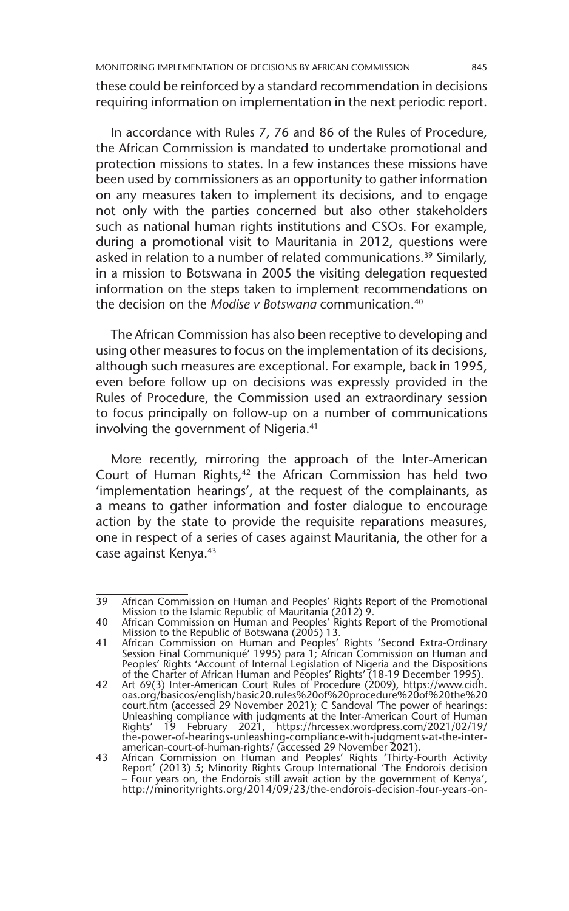these could be reinforced by a standard recommendation in decisions requiring information on implementation in the next periodic report.

In accordance with Rules 7, 76 and 86 of the Rules of Procedure, the African Commission is mandated to undertake promotional and protection missions to states. In a few instances these missions have been used by commissioners as an opportunity to gather information on any measures taken to implement its decisions, and to engage not only with the parties concerned but also other stakeholders such as national human rights institutions and CSOs. For example, during a promotional visit to Mauritania in 2012, questions were asked in relation to a number of related communications.[39] Similarly, in a mission to Botswana in 2005 the visiting delegation requested information on the steps taken to implement recommendations on the decision on the *Modise v Botswana* communication.[40]

The African Commission has also been receptive to developing and using other measures to focus on the implementation of its decisions, although such measures are exceptional. For example, back in 1995, even before follow up on decisions was expressly provided in the Rules of Procedure, the Commission used an extraordinary session to focus principally on follow-up on a number of communications involving the government of Nigeria.[41]

More recently, mirroring the approach of the Inter-American Court of Human Rights,[42] the African Commission has held two 'implementation hearings', at the request of the complainants, as a means to gather information and foster dialogue to encourage action by the state to provide the requisite reparations measures, one in respect of a series of cases against Mauritania, the other for a case against Kenya.[43]

---

39 African Commission on Human and Peoples' Rights Report of the Promotional Mission to the Islamic Republic of Mauritania (2012) 9.

40 African Commission on Human and Peoples' Rights Report of the Promotional Mission to the Republic of Botswana (2005) 13.

41 African Commission on Human and Peoples' Rights 'Second Extra-Ordinary Session Final Communiqué' 1995) para 1; African Commission on Human and Peoples' Rights 'Account of Internal Legislation of Nigeria and the Dispositions of the Charter of African Human and Peoples' Rights' (18-19 December 1995).

42 Art 69(3) Inter-American Court Rules of Procedure (2009), https://www.cidh.oas.org/basicos/english/basic20.rules%20of%20procedure%20of%20the%20court.htm (accessed 29 November 2021); C Sandoval 'The power of hearings: Unleashing compliance with judgments at the Inter-American Court of Human Rights' 19 February 2021, https://hrcessex.wordpress.com/2021/02/19/the-power-of-hearings-unleashing-compliance-with-judgments-at-the-inter-american-court-of-human-rights/ (accessed 29 November 2021).

43 African Commission on Human and Peoples' Rights 'Thirty-Fourth Activity Report' (2013) 5; Minority Rights Group International 'The Endorois decision – Four years on, the Endorois still await action by the government of Kenya', http://minorityrights.org/2014/09/23/the-endorois-decision-four-years-on-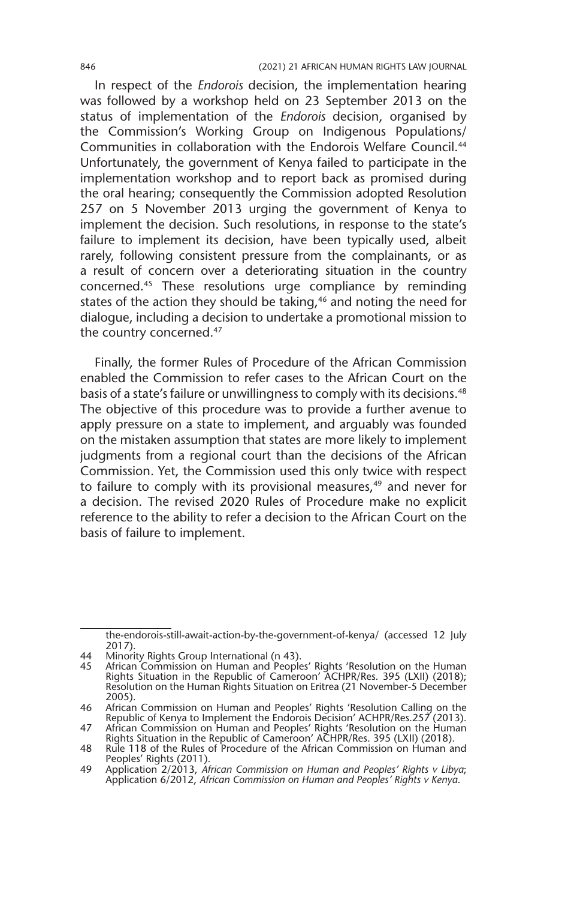In respect of the *Endorois* decision, the implementation hearing was followed by a workshop held on 23 September 2013 on the status of implementation of the *Endorois* decision, organised by the Commission's Working Group on Indigenous Populations/ Communities in collaboration with the Endorois Welfare Council.[44] Unfortunately, the government of Kenya failed to participate in the implementation workshop and to report back as promised during the oral hearing; consequently the Commission adopted Resolution 257 on 5 November 2013 urging the government of Kenya to implement the decision. Such resolutions, in response to the state's failure to implement its decision, have been typically used, albeit rarely, following consistent pressure from the complainants, or as a result of concern over a deteriorating situation in the country concerned.[45] These resolutions urge compliance by reminding states of the action they should be taking,[46] and noting the need for dialogue, including a decision to undertake a promotional mission to the country concerned.[47]

Finally, the former Rules of Procedure of the African Commission enabled the Commission to refer cases to the African Court on the basis of a state's failure or unwillingness to comply with its decisions.[48] The objective of this procedure was to provide a further avenue to apply pressure on a state to implement, and arguably was founded on the mistaken assumption that states are more likely to implement judgments from a regional court than the decisions of the African Commission. Yet, the Commission used this only twice with respect to failure to comply with its provisional measures,[49] and never for a decision. The revised 2020 Rules of Procedure make no explicit reference to the ability to refer a decision to the African Court on the basis of failure to implement.

---

the-endorois-still-await-action-by-the-government-of-kenya/ (accessed 12 July 2017).

44 Minority Rights Group International (n 43).

45 African Commission on Human and Peoples' Rights 'Resolution on the Human Rights Situation in the Republic of Cameroon' ACHPR/Res. 395 (LXII) (2018); Resolution on the Human Rights Situation on Eritrea (21 November-5 December 2005).

46 African Commission on Human and Peoples' Rights 'Resolution Calling on the Republic of Kenya to Implement the Endorois Decision' ACHPR/Res.257 (2013).

47 African Commission on Human and Peoples' Rights 'Resolution on the Human Rights Situation in the Republic of Cameroon' ACHPR/Res. 395 (LXII) (2018).

48 Rule 118 of the Rules of Procedure of the African Commission on Human and Peoples' Rights (2011).

49 Application 2/2013, *African Commission on Human and Peoples' Rights v Libya*; Application 6/2012, *African Commission on Human and Peoples' Rights v Kenya.*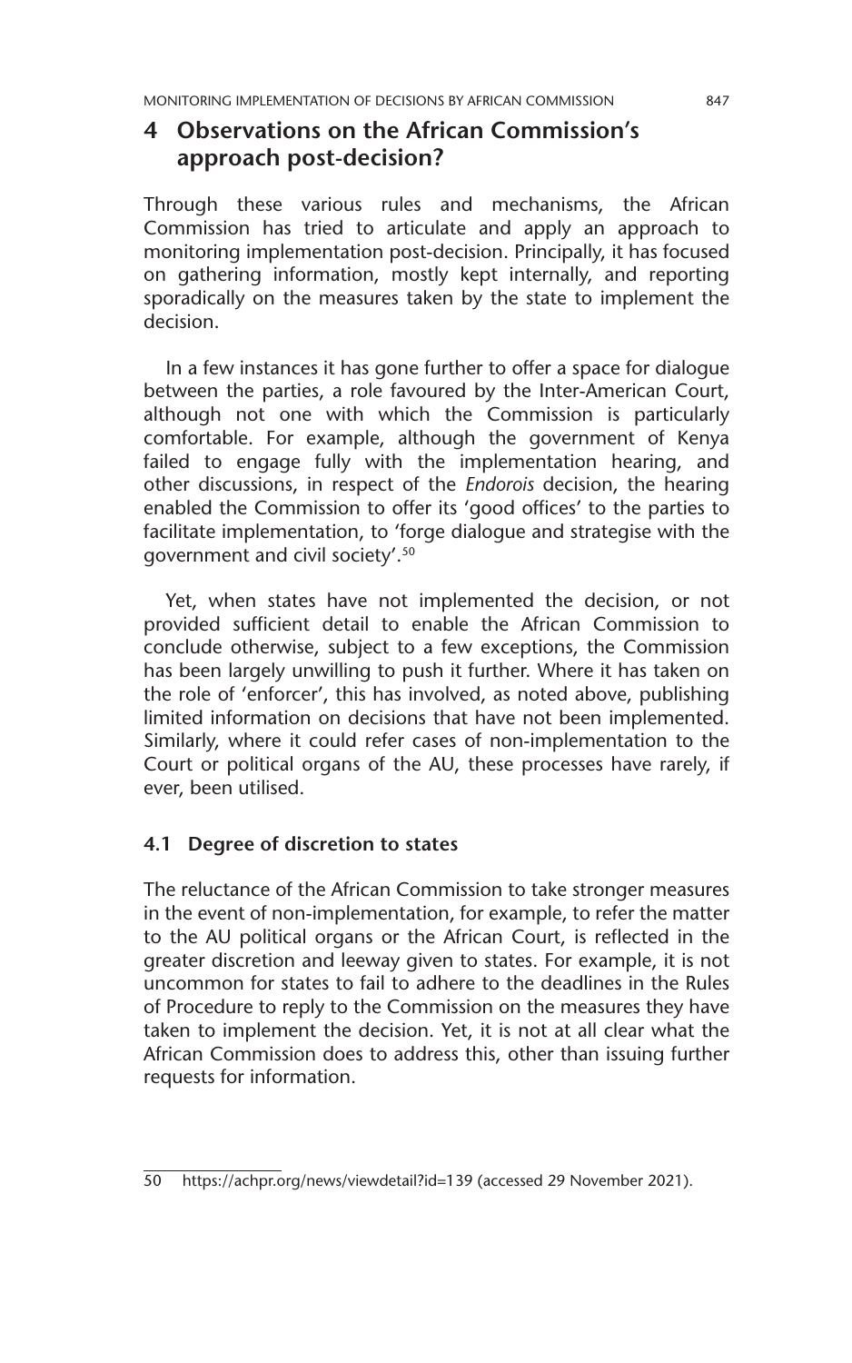## 4 Observations on the African Commission's approach post-decision?

Through these various rules and mechanisms, the African Commission has tried to articulate and apply an approach to monitoring implementation post-decision. Principally, it has focused on gathering information, mostly kept internally, and reporting sporadically on the measures taken by the state to implement the decision.

In a few instances it has gone further to offer a space for dialogue between the parties, a role favoured by the Inter-American Court, although not one with which the Commission is particularly comfortable. For example, although the government of Kenya failed to engage fully with the implementation hearing, and other discussions, in respect of the *Endorois* decision, the hearing enabled the Commission to offer its 'good offices' to the parties to facilitate implementation, to 'forge dialogue and strategise with the government and civil society'.[50]

Yet, when states have not implemented the decision, or not provided sufficient detail to enable the African Commission to conclude otherwise, subject to a few exceptions, the Commission has been largely unwilling to push it further. Where it has taken on the role of 'enforcer', this has involved, as noted above, publishing limited information on decisions that have not been implemented. Similarly, where it could refer cases of non-implementation to the Court or political organs of the AU, these processes have rarely, if ever, been utilised.

### 4.1 Degree of discretion to states

The reluctance of the African Commission to take stronger measures in the event of non-implementation, for example, to refer the matter to the AU political organs or the African Court, is reflected in the greater discretion and leeway given to states. For example, it is not uncommon for states to fail to adhere to the deadlines in the Rules of Procedure to reply to the Commission on the measures they have taken to implement the decision. Yet, it is not at all clear what the African Commission does to address this, other than issuing further requests for information.

---

50 https://achpr.org/news/viewdetail?id=139 (accessed 29 November 2021).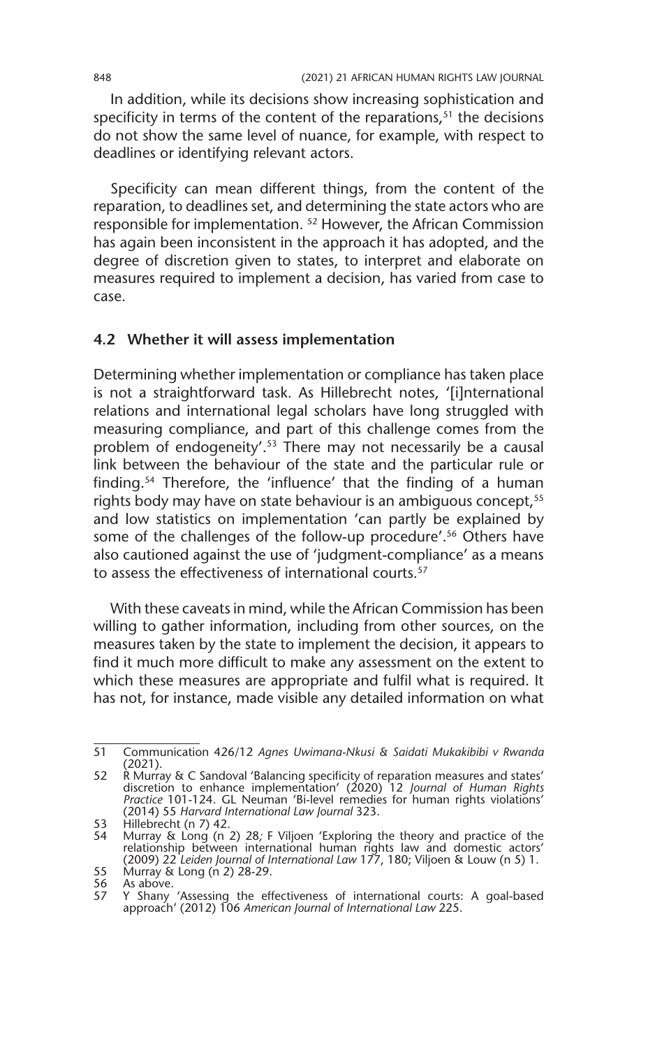In addition, while its decisions show increasing sophistication and specificity in terms of the content of the reparations,[51] the decisions do not show the same level of nuance, for example, with respect to deadlines or identifying relevant actors.

Specificity can mean different things, from the content of the reparation, to deadlines set, and determining the state actors who are responsible for implementation. [52] However, the African Commission has again been inconsistent in the approach it has adopted, and the degree of discretion given to states, to interpret and elaborate on measures required to implement a decision, has varied from case to case.

### 4.2 Whether it will assess implementation

Determining whether implementation or compliance has taken place is not a straightforward task. As Hillebrecht notes, '[i]nternational relations and international legal scholars have long struggled with measuring compliance, and part of this challenge comes from the problem of endogeneity'.[53] There may not necessarily be a causal link between the behaviour of the state and the particular rule or finding.[54] Therefore, the 'influence' that the finding of a human rights body may have on state behaviour is an ambiguous concept,[55] and low statistics on implementation 'can partly be explained by some of the challenges of the follow-up procedure'.[56] Others have also cautioned against the use of 'judgment-compliance' as a means to assess the effectiveness of international courts.[57]

With these caveats in mind, while the African Commission has been willing to gather information, including from other sources, on the measures taken by the state to implement the decision, it appears to find it much more difficult to make any assessment on the extent to which these measures are appropriate and fulfil what is required. It has not, for instance, made visible any detailed information on what

---

51 Communication 426/12 *Agnes Uwimana-Nkusi & Saidati Mukakibibi v Rwanda* (2021).

52 R Murray & C Sandoval 'Balancing specificity of reparation measures and states' discretion to enhance implementation' (2020) 12 *Journal of Human Rights Practice* 101-124. GL Neuman 'Bi-level remedies for human rights violations' (2014) 55 *Harvard International Law Journal* 323.

53 Hillebrecht (n 7) 42.

54 Murray & Long (n 2) 28*;* F Viljoen 'Exploring the theory and practice of the relationship between international human rights law and domestic actors' (2009) 22 *Leiden Journal of International Law* 177, 180; Viljoen & Louw (n 5) 1.

55 Murray & Long (n 2) 28-29.

56 As above.

57 Y Shany 'Assessing the effectiveness of international courts: A goal-based approach' (2012) 106 *American Journal of International Law* 225.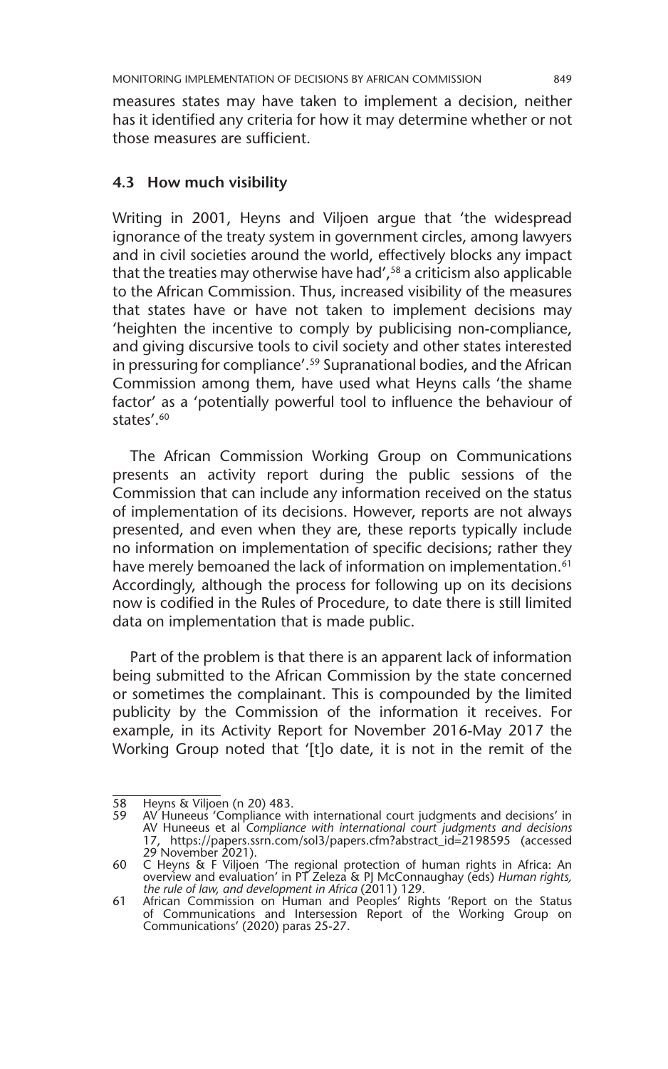measures states may have taken to implement a decision, neither has it identified any criteria for how it may determine whether or not those measures are sufficient.

### 4.3 How much visibility

Writing in 2001, Heyns and Viljoen argue that 'the widespread ignorance of the treaty system in government circles, among lawyers and in civil societies around the world, effectively blocks any impact that the treaties may otherwise have had',[58] a criticism also applicable to the African Commission. Thus, increased visibility of the measures that states have or have not taken to implement decisions may 'heighten the incentive to comply by publicising non-compliance, and giving discursive tools to civil society and other states interested in pressuring for compliance'.[59] Supranational bodies, and the African Commission among them, have used what Heyns calls 'the shame factor' as a 'potentially powerful tool to influence the behaviour of states'.[60]

The African Commission Working Group on Communications presents an activity report during the public sessions of the Commission that can include any information received on the status of implementation of its decisions. However, reports are not always presented, and even when they are, these reports typically include no information on implementation of specific decisions; rather they have merely bemoaned the lack of information on implementation.[61] Accordingly, although the process for following up on its decisions now is codified in the Rules of Procedure, to date there is still limited data on implementation that is made public.

Part of the problem is that there is an apparent lack of information being submitted to the African Commission by the state concerned or sometimes the complainant. This is compounded by the limited publicity by the Commission of the information it receives. For example, in its Activity Report for November 2016-May 2017 the Working Group noted that '[t]o date, it is not in the remit of the

---

58 Heyns & Viljoen (n 20) 483.

59 AV Huneeus 'Compliance with international court judgments and decisions' in AV Huneeus et al *Compliance with international court judgments and decisions* 17, https://papers.ssrn.com/sol3/papers.cfm?abstract_id=2198595 (accessed 29 November 2021).

60 C Heyns & F Viljoen 'The regional protection of human rights in Africa: An overview and evaluation' in PT Zeleza & PJ McConnaughay (eds) *Human rights, the rule of law, and development in Africa* (2011) 129.

61 African Commission on Human and Peoples' Rights 'Report on the Status of Communications and Intersession Report of the Working Group on Communications' (2020) paras 25-27.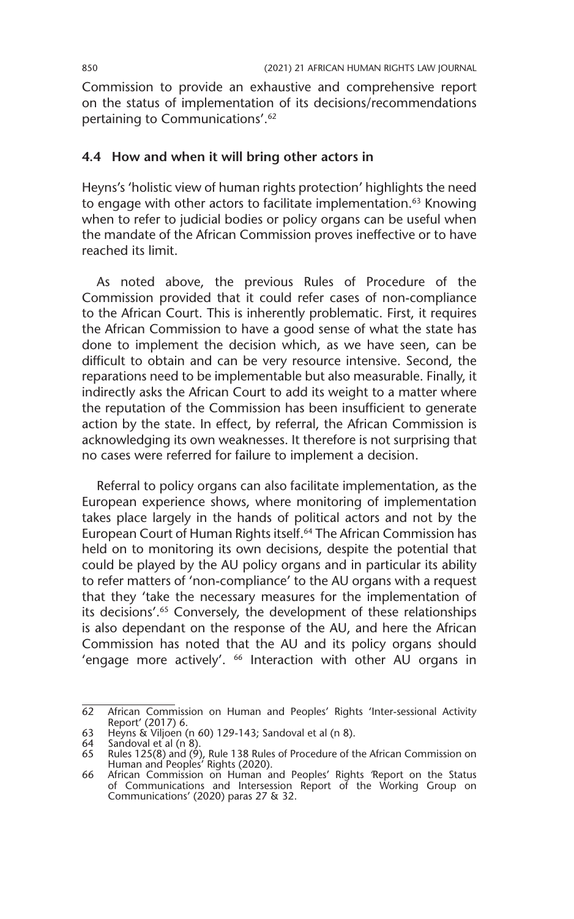Commission to provide an exhaustive and comprehensive report on the status of implementation of its decisions/recommendations pertaining to Communications'.[62]

### 4.4 How and when it will bring other actors in

Heyns's 'holistic view of human rights protection' highlights the need to engage with other actors to facilitate implementation.[63] Knowing when to refer to judicial bodies or policy organs can be useful when the mandate of the African Commission proves ineffective or to have reached its limit.

As noted above, the previous Rules of Procedure of the Commission provided that it could refer cases of non-compliance to the African Court. This is inherently problematic. First, it requires the African Commission to have a good sense of what the state has done to implement the decision which, as we have seen, can be difficult to obtain and can be very resource intensive. Second, the reparations need to be implementable but also measurable. Finally, it indirectly asks the African Court to add its weight to a matter where the reputation of the Commission has been insufficient to generate action by the state. In effect, by referral, the African Commission is acknowledging its own weaknesses. It therefore is not surprising that no cases were referred for failure to implement a decision.

Referral to policy organs can also facilitate implementation, as the European experience shows, where monitoring of implementation takes place largely in the hands of political actors and not by the European Court of Human Rights itself.[64] The African Commission has held on to monitoring its own decisions, despite the potential that could be played by the AU policy organs and in particular its ability to refer matters of 'non-compliance' to the AU organs with a request that they 'take the necessary measures for the implementation of its decisions'.[65] Conversely, the development of these relationships is also dependant on the response of the AU, and here the African Commission has noted that the AU and its policy organs should 'engage more actively'. [66] Interaction with other AU organs in

---

62 African Commission on Human and Peoples' Rights 'Inter-sessional Activity Report' (2017) 6.

63 Heyns & Viljoen (n 60) 129-143; Sandoval et al (n 8).

64 Sandoval et al (n 8).

65 Rules 125(8) and (9), Rule 138 Rules of Procedure of the African Commission on Human and Peoples' Rights (2020).

66 African Commission on Human and Peoples' Rights 'Report on the Status of Communications and Intersession Report of the Working Group on Communications' (2020) paras 27 & 32.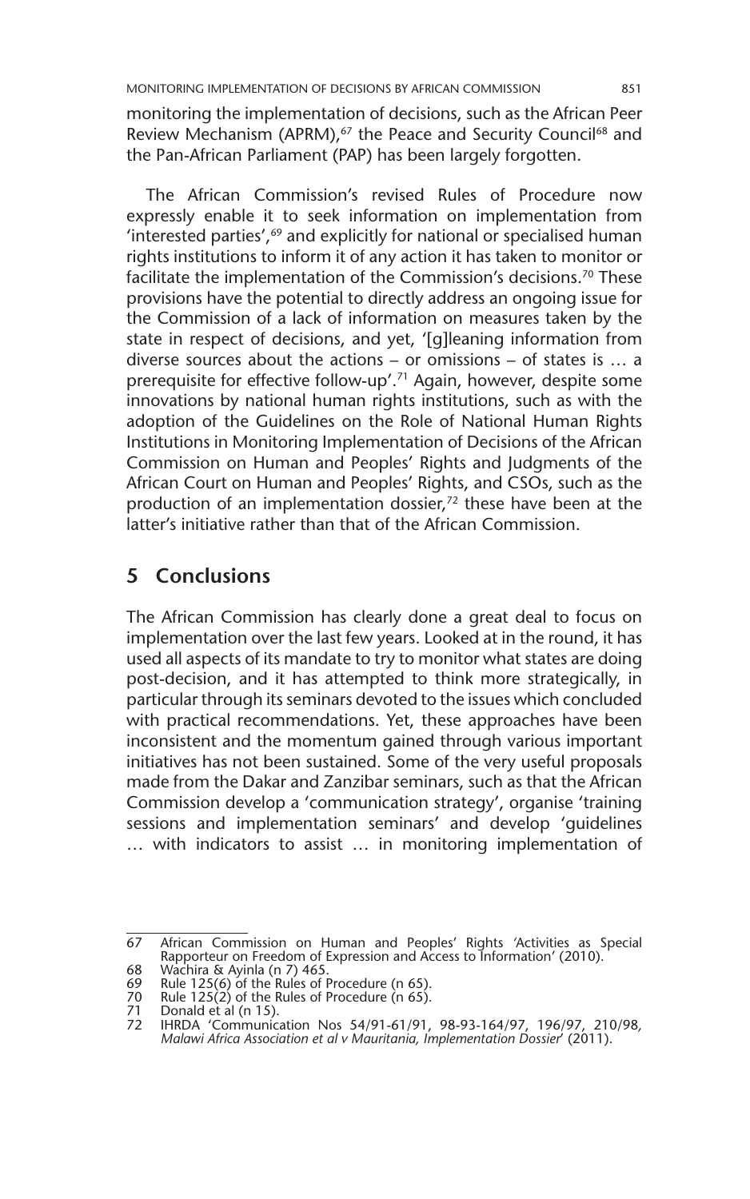monitoring the implementation of decisions, such as the African Peer Review Mechanism (APRM),[67] the Peace and Security Council[68] and the Pan-African Parliament (PAP) has been largely forgotten.

The African Commission's revised Rules of Procedure now expressly enable it to seek information on implementation from 'interested parties',[69] and explicitly for national or specialised human rights institutions to inform it of any action it has taken to monitor or facilitate the implementation of the Commission's decisions.[70] These provisions have the potential to directly address an ongoing issue for the Commission of a lack of information on measures taken by the state in respect of decisions, and yet, '[g]leaning information from diverse sources about the actions – or omissions – of states is … a prerequisite for effective follow-up'.[71] Again, however, despite some innovations by national human rights institutions, such as with the adoption of the Guidelines on the Role of National Human Rights Institutions in Monitoring Implementation of Decisions of the African Commission on Human and Peoples' Rights and Judgments of the African Court on Human and Peoples' Rights, and CSOs, such as the production of an implementation dossier,[72] these have been at the latter's initiative rather than that of the African Commission.

## 5 Conclusions

The African Commission has clearly done a great deal to focus on implementation over the last few years. Looked at in the round, it has used all aspects of its mandate to try to monitor what states are doing post-decision, and it has attempted to think more strategically, in particular through its seminars devoted to the issues which concluded with practical recommendations. Yet, these approaches have been inconsistent and the momentum gained through various important initiatives has not been sustained. Some of the very useful proposals made from the Dakar and Zanzibar seminars, such as that the African Commission develop a 'communication strategy', organise 'training sessions and implementation seminars' and develop 'guidelines … with indicators to assist … in monitoring implementation of

---

67 African Commission on Human and Peoples' Rights 'Activities as Special Rapporteur on Freedom of Expression and Access to Information' (2010).

68 Wachira & Ayinla (n 7) 465.

69 Rule 125(6) of the Rules of Procedure (n 65).

70 Rule 125(2) of the Rules of Procedure (n 65).

71 Donald et al (n 15).

72 IHRDA 'Communication Nos 54/91-61/91, 98-93-164/97, 196/97, 210/98, *Malawi Africa Association et al v Mauritania, Implementation Dossier*' (2011).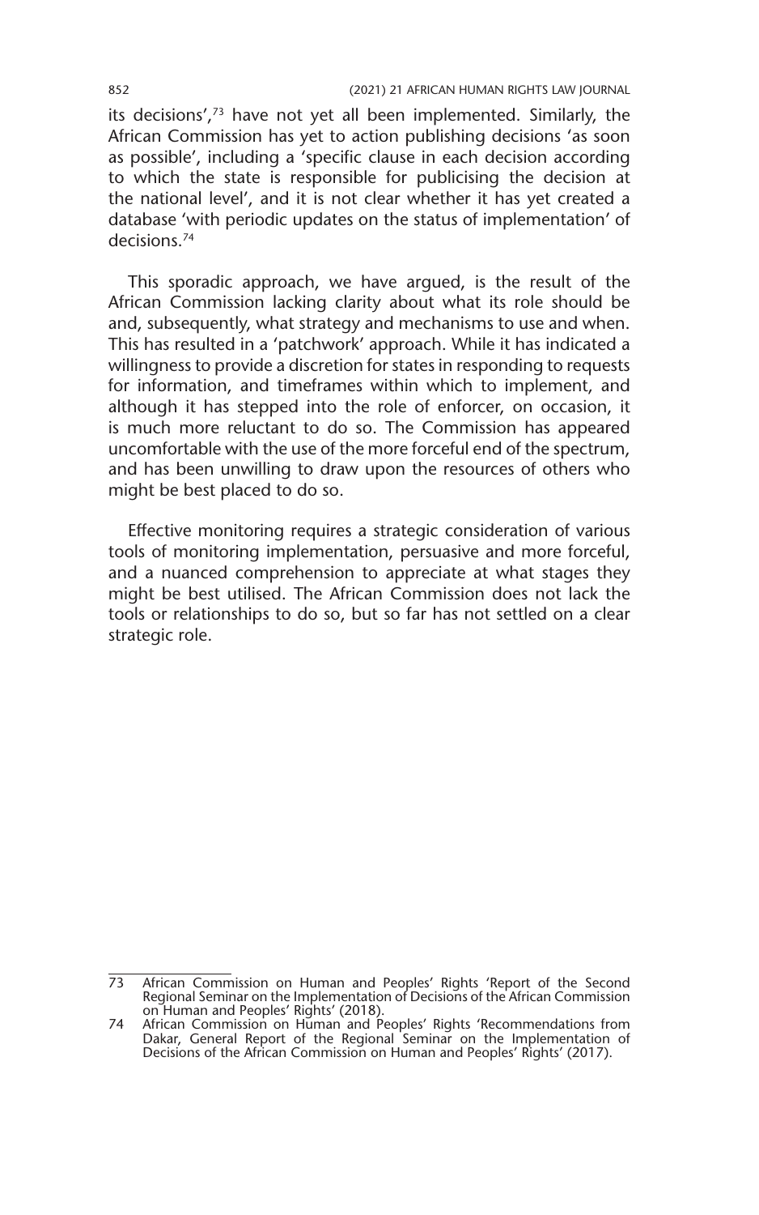its decisions',[73] have not yet all been implemented. Similarly, the African Commission has yet to action publishing decisions 'as soon as possible', including a 'specific clause in each decision according to which the state is responsible for publicising the decision at the national level', and it is not clear whether it has yet created a database 'with periodic updates on the status of implementation' of decisions.[74]

This sporadic approach, we have argued, is the result of the African Commission lacking clarity about what its role should be and, subsequently, what strategy and mechanisms to use and when. This has resulted in a 'patchwork' approach. While it has indicated a willingness to provide a discretion for states in responding to requests for information, and timeframes within which to implement, and although it has stepped into the role of enforcer, on occasion, it is much more reluctant to do so. The Commission has appeared uncomfortable with the use of the more forceful end of the spectrum, and has been unwilling to draw upon the resources of others who might be best placed to do so.

Effective monitoring requires a strategic consideration of various tools of monitoring implementation, persuasive and more forceful, and a nuanced comprehension to appreciate at what stages they might be best utilised. The African Commission does not lack the tools or relationships to do so, but so far has not settled on a clear strategic role.

---

73 African Commission on Human and Peoples' Rights 'Report of the Second Regional Seminar on the Implementation of Decisions of the African Commission on Human and Peoples' Rights' (2018).

74 African Commission on Human and Peoples' Rights 'Recommendations from Dakar, General Report of the Regional Seminar on the Implementation of Decisions of the African Commission on Human and Peoples' Rights' (2017).